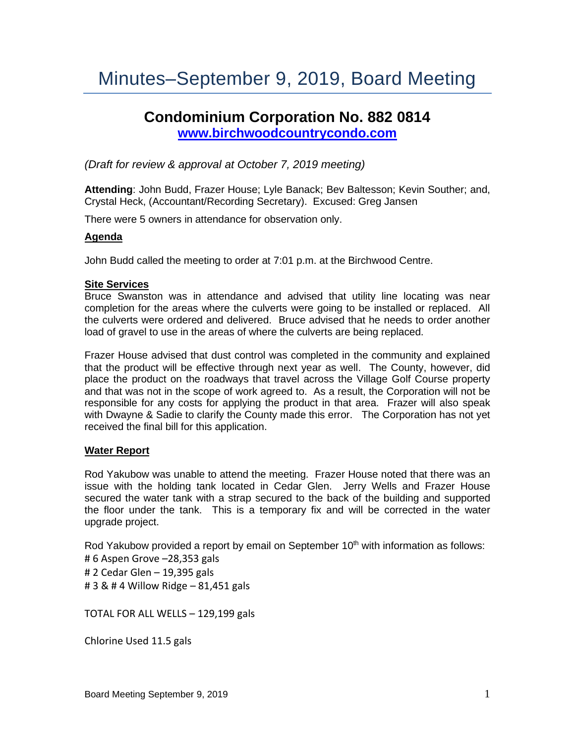# Minutes–September 9, 2019, Board Meeting

## Condominium Corporation No. 882 0814

**www.birchwoodcountrycondo.com**

*(Draft for review & approval at October 7, 2019 meeting)*

**Attending**: John Budd, Frazer House; Lyle Banack; Bev Baltesson; Kevin Souther; and, Crystal Heck, (Accountant/Recording Secretary). Excused: Greg Jansen

There were 5 owners in attendance for observation only.

### Agenda

John Budd called the meeting to order at 7:01 p.m. at the Birchwood Centre.

### Site Services

Bruce Swanston was in attendance and advised that utility line locating was near completion for the areas where the culverts were going to be installed or replaced. All the culverts were ordered and delivered. Bruce advised that he needs to order another load of gravel to use in the areas of where the culverts are being replaced.

Frazer House advised that dust control was completed in the community and explained that the product will be effective through next year as well. The County, however, did place the product on the roadways that travel across the Village Golf Course property and that was not in the scope of work agreed to. As a result, the Corporation will not be responsible for any costs for applying the product in that area. Frazer will also speak with Dwayne & Sadie to clarify the County made this error. The Corporation has not yet received the final bill for this application.

### Water Report

Rod Yakubow was unable to attend the meeting. Frazer House noted that there was an issue with the holding tank located in Cedar Glen. Jerry Wells and Frazer House secured the water tank with a strap secured to the back of the building and supported the floor under the tank. This is a temporary fix and will be corrected in the water upgrade project.

Rod Yakubow provided a report by email on September 10th with information as follows:

# 6 Aspen Grove –28,353 gals
# 2 Cedar Glen – 19,395 gals
# 3 & # 4 Willow Ridge – 81,451 gals

TOTAL FOR ALL WELLS – 129,199 gals

Chlorine Used 11.5 gals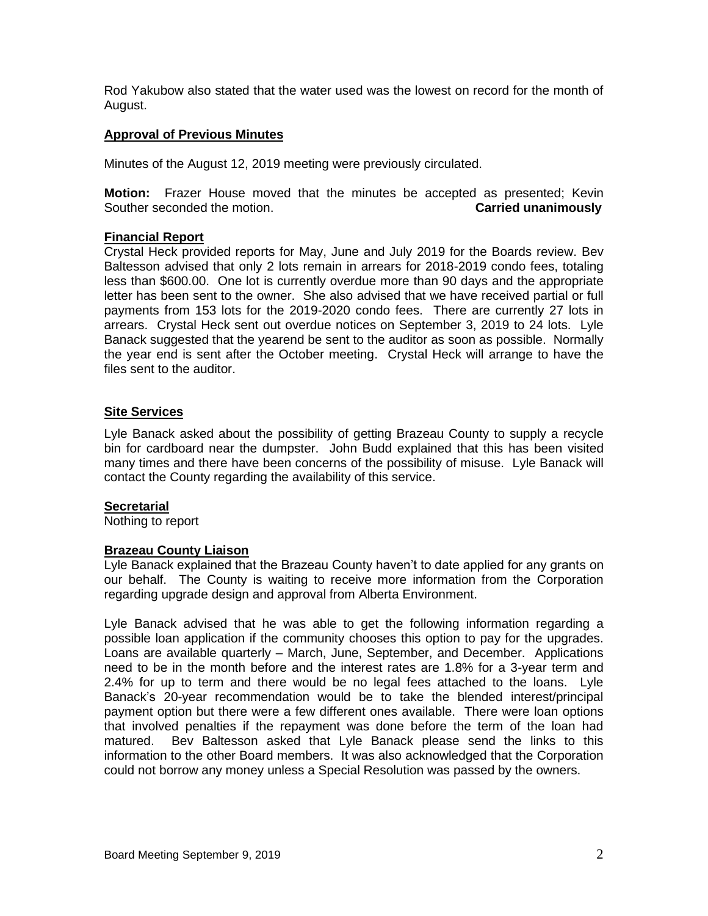Rod Yakubow also stated that the water used was the lowest on record for the month of August.

**Approval of Previous Minutes**

Minutes of the August 12, 2019 meeting were previously circulated.

**Motion:** Frazer House moved that the minutes be accepted as presented; Kevin Souther seconded the motion. **Carried unanimously**

**Financial Report**

Crystal Heck provided reports for May, June and July 2019 for the Boards review. Bev Baltesson advised that only 2 lots remain in arrears for 2018-2019 condo fees, totaling less than $600.00. One lot is currently overdue more than 90 days and the appropriate letter has been sent to the owner. She also advised that we have received partial or full payments from 153 lots for the 2019-2020 condo fees. There are currently 27 lots in arrears. Crystal Heck sent out overdue notices on September 3, 2019 to 24 lots. Lyle Banack suggested that the yearend be sent to the auditor as soon as possible. Normally the year end is sent after the October meeting. Crystal Heck will arrange to have the files sent to the auditor.

**Site Services**

Lyle Banack asked about the possibility of getting Brazeau County to supply a recycle bin for cardboard near the dumpster. John Budd explained that this has been visited many times and there have been concerns of the possibility of misuse. Lyle Banack will contact the County regarding the availability of this service.

**Secretarial**

Nothing to report

**Brazeau County Liaison**

Lyle Banack explained that the Brazeau County haven't to date applied for any grants on our behalf. The County is waiting to receive more information from the Corporation regarding upgrade design and approval from Alberta Environment.

Lyle Banack advised that he was able to get the following information regarding a possible loan application if the community chooses this option to pay for the upgrades. Loans are available quarterly – March, June, September, and December. Applications need to be in the month before and the interest rates are 1.8% for a 3-year term and 2.4% for up to term and there would be no legal fees attached to the loans. Lyle Banack's 20-year recommendation would be to take the blended interest/principal payment option but there were a few different ones available. There were loan options that involved penalties if the repayment was done before the term of the loan had matured. Bev Baltesson asked that Lyle Banack please send the links to this information to the other Board members. It was also acknowledged that the Corporation could not borrow any money unless a Special Resolution was passed by the owners.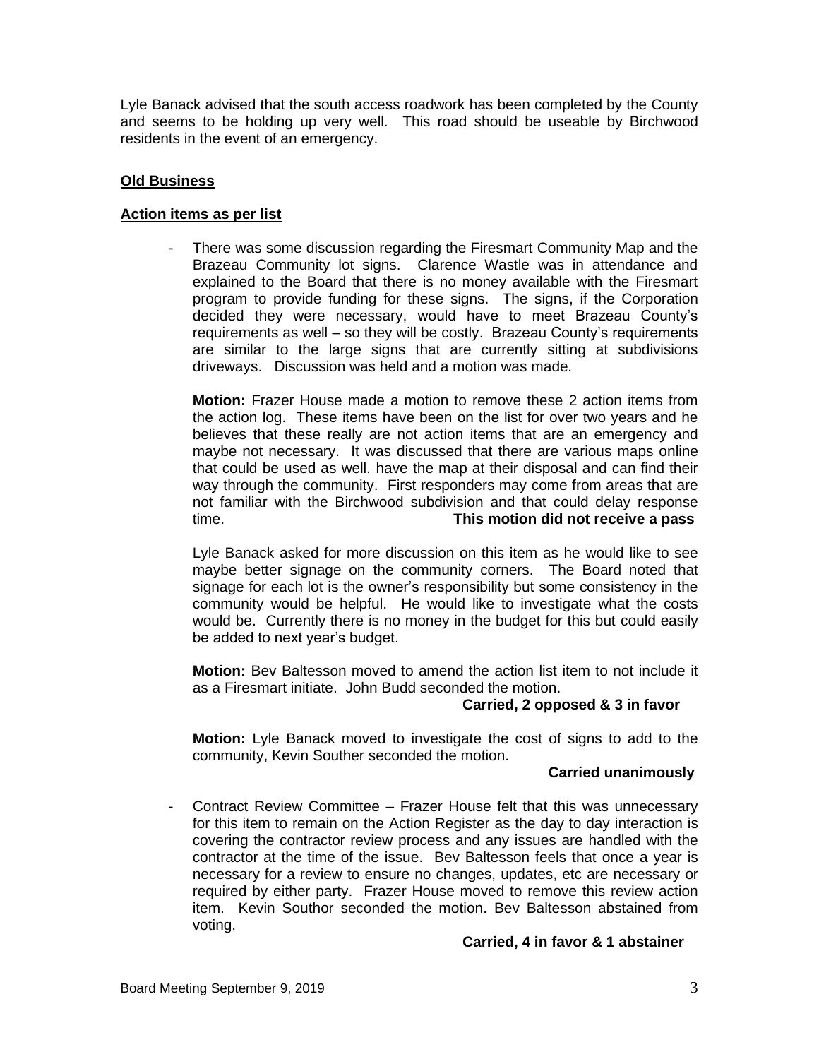Lyle Banack advised that the south access roadwork has been completed by the County and seems to be holding up very well. This road should be useable by Birchwood residents in the event of an emergency.

## Old Business

### Action items as per list

- There was some discussion regarding the Firesmart Community Map and the Brazeau Community lot signs. Clarence Wastle was in attendance and explained to the Board that there is no money available with the Firesmart program to provide funding for these signs. The signs, if the Corporation decided they were necessary, would have to meet Brazeau County's requirements as well – so they will be costly. Brazeau County's requirements are similar to the large signs that are currently sitting at subdivisions driveways. Discussion was held and a motion was made.

  **Motion:** Frazer House made a motion to remove these 2 action items from the action log. These items have been on the list for over two years and he believes that these really are not action items that are an emergency and maybe not necessary. It was discussed that there are various maps online that could be used as well. have the map at their disposal and can find their way through the community. First responders may come from areas that are not familiar with the Birchwood subdivision and that could delay response time. **This motion did not receive a pass**

  Lyle Banack asked for more discussion on this item as he would like to see maybe better signage on the community corners. The Board noted that signage for each lot is the owner's responsibility but some consistency in the community would be helpful. He would like to investigate what the costs would be. Currently there is no money in the budget for this but could easily be added to next year's budget.

  **Motion:** Bev Baltesson moved to amend the action list item to not include it as a Firesmart initiate. John Budd seconded the motion.

  **Carried, 2 opposed & 3 in favor**

  **Motion:** Lyle Banack moved to investigate the cost of signs to add to the community, Kevin Souther seconded the motion.

  **Carried unanimously**

- Contract Review Committee – Frazer House felt that this was unnecessary for this item to remain on the Action Register as the day to day interaction is covering the contractor review process and any issues are handled with the contractor at the time of the issue. Bev Baltesson feels that once a year is necessary for a review to ensure no changes, updates, etc are necessary or required by either party. Frazer House moved to remove this review action item. Kevin Southor seconded the motion. Bev Baltesson abstained from voting.

  **Carried, 4 in favor & 1 abstainer**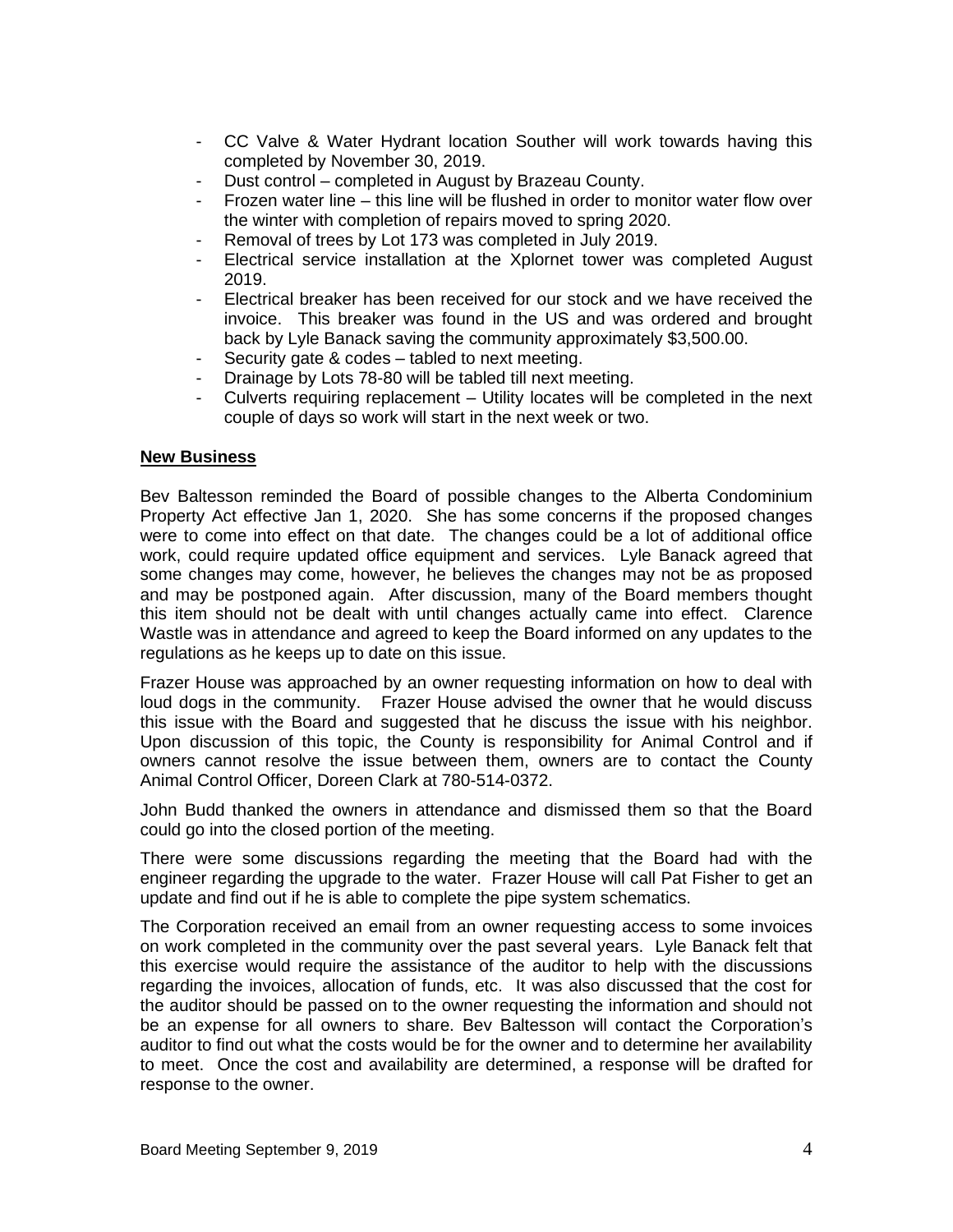- CC Valve & Water Hydrant location Souther will work towards having this completed by November 30, 2019.
- Dust control – completed in August by Brazeau County.
- Frozen water line – this line will be flushed in order to monitor water flow over the winter with completion of repairs moved to spring 2020.
- Removal of trees by Lot 173 was completed in July 2019.
- Electrical service installation at the Xplornet tower was completed August 2019.
- Electrical breaker has been received for our stock and we have received the invoice. This breaker was found in the US and was ordered and brought back by Lyle Banack saving the community approximately $3,500.00.
- Security gate & codes – tabled to next meeting.
- Drainage by Lots 78-80 will be tabled till next meeting.
- Culverts requiring replacement – Utility locates will be completed in the next couple of days so work will start in the next week or two.

**New Business**

Bev Baltesson reminded the Board of possible changes to the Alberta Condominium Property Act effective Jan 1, 2020. She has some concerns if the proposed changes were to come into effect on that date. The changes could be a lot of additional office work, could require updated office equipment and services. Lyle Banack agreed that some changes may come, however, he believes the changes may not be as proposed and may be postponed again. After discussion, many of the Board members thought this item should not be dealt with until changes actually came into effect. Clarence Wastle was in attendance and agreed to keep the Board informed on any updates to the regulations as he keeps up to date on this issue.

Frazer House was approached by an owner requesting information on how to deal with loud dogs in the community. Frazer House advised the owner that he would discuss this issue with the Board and suggested that he discuss the issue with his neighbor. Upon discussion of this topic, the County is responsibility for Animal Control and if owners cannot resolve the issue between them, owners are to contact the County Animal Control Officer, Doreen Clark at 780-514-0372.

John Budd thanked the owners in attendance and dismissed them so that the Board could go into the closed portion of the meeting.

There were some discussions regarding the meeting that the Board had with the engineer regarding the upgrade to the water. Frazer House will call Pat Fisher to get an update and find out if he is able to complete the pipe system schematics.

The Corporation received an email from an owner requesting access to some invoices on work completed in the community over the past several years. Lyle Banack felt that this exercise would require the assistance of the auditor to help with the discussions regarding the invoices, allocation of funds, etc. It was also discussed that the cost for the auditor should be passed on to the owner requesting the information and should not be an expense for all owners to share. Bev Baltesson will contact the Corporation's auditor to find out what the costs would be for the owner and to determine her availability to meet. Once the cost and availability are determined, a response will be drafted for response to the owner.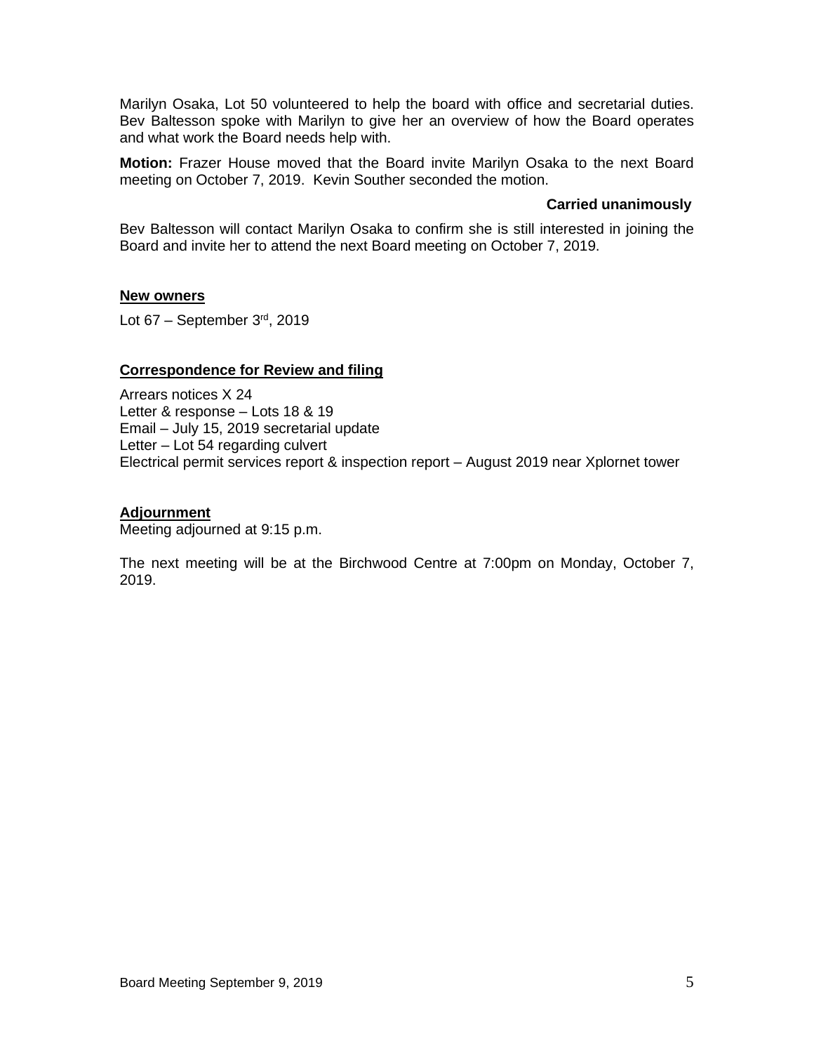Marilyn Osaka, Lot 50 volunteered to help the board with office and secretarial duties. Bev Baltesson spoke with Marilyn to give her an overview of how the Board operates and what work the Board needs help with.

**Motion:** Frazer House moved that the Board invite Marilyn Osaka to the next Board meeting on October 7, 2019. Kevin Souther seconded the motion.

**Carried unanimously**

Bev Baltesson will contact Marilyn Osaka to confirm she is still interested in joining the Board and invite her to attend the next Board meeting on October 7, 2019.

## New owners

Lot 67 – September 3rd, 2019

## Correspondence for Review and filing

Arrears notices X 24
Letter & response – Lots 18 & 19
Email – July 15, 2019 secretarial update
Letter – Lot 54 regarding culvert
Electrical permit services report & inspection report – August 2019 near Xplornet tower

## Adjournment

Meeting adjourned at 9:15 p.m.

The next meeting will be at the Birchwood Centre at 7:00pm on Monday, October 7, 2019.